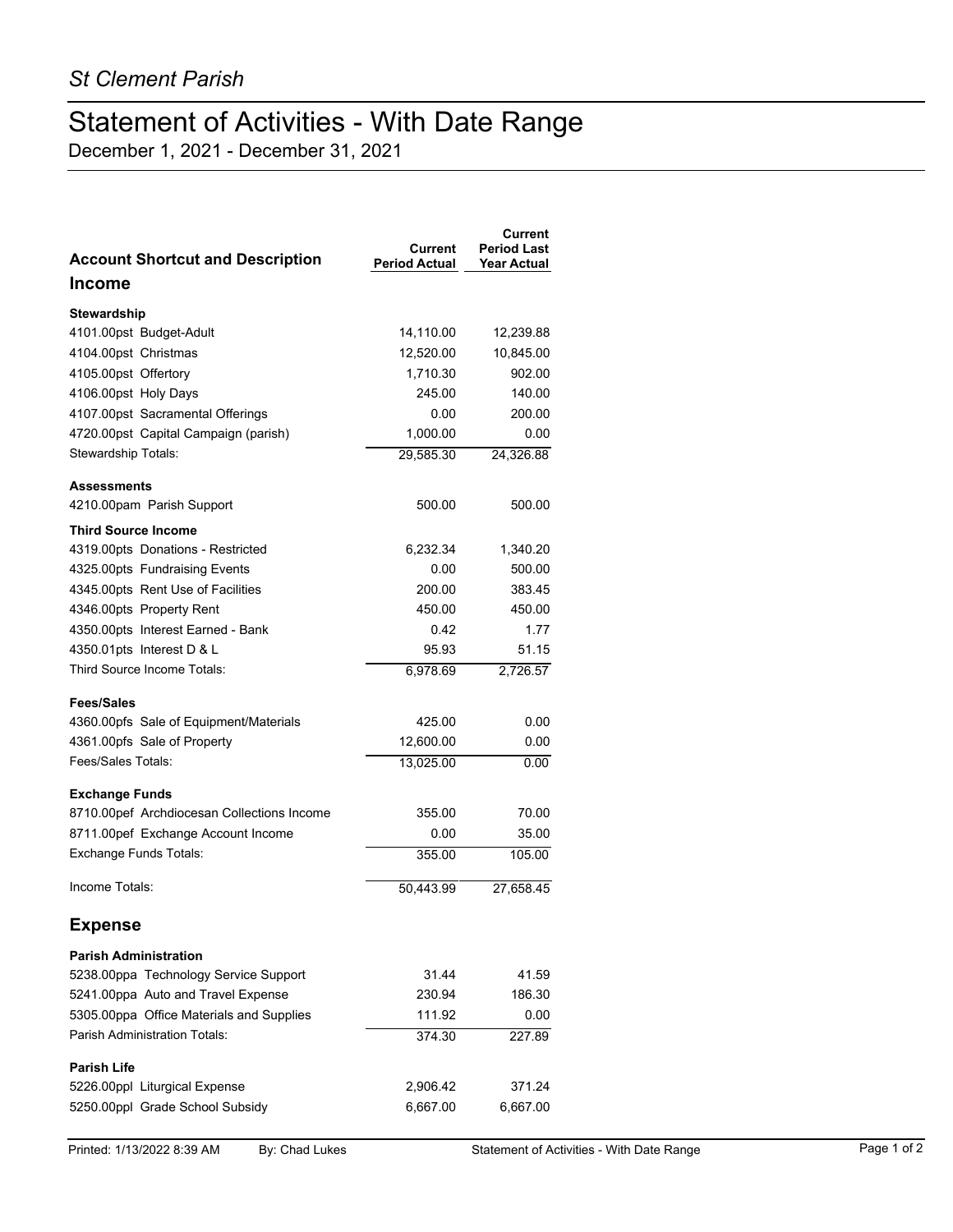*St Clement Parish*

# Statement of Activities - With Date Range

December 1, 2021 - December 31, 2021

| Account Shortcut and Description | Current Period Actual | Current Period Last Year Actual |
|---|---|---|
| **Income** | | |
| **Stewardship** | | |
| 4101.00pst Budget-Adult | 14,110.00 | 12,239.88 |
| 4104.00pst Christmas | 12,520.00 | 10,845.00 |
| 4105.00pst Offertory | 1,710.30 | 902.00 |
| 4106.00pst Holy Days | 245.00 | 140.00 |
| 4107.00pst Sacramental Offerings | 0.00 | 200.00 |
| 4720.00pst Capital Campaign (parish) | 1,000.00 | 0.00 |
| Stewardship Totals: | 29,585.30 | 24,326.88 |
| **Assessments** | | |
| 4210.00pam Parish Support | 500.00 | 500.00 |
| **Third Source Income** | | |
| 4319.00pts Donations - Restricted | 6,232.34 | 1,340.20 |
| 4325.00pts Fundraising Events | 0.00 | 500.00 |
| 4345.00pts Rent Use of Facilities | 200.00 | 383.45 |
| 4346.00pts Property Rent | 450.00 | 450.00 |
| 4350.00pts Interest Earned - Bank | 0.42 | 1.77 |
| 4350.01pts Interest D & L | 95.93 | 51.15 |
| Third Source Income Totals: | 6,978.69 | 2,726.57 |
| **Fees/Sales** | | |
| 4360.00pfs Sale of Equipment/Materials | 425.00 | 0.00 |
| 4361.00pfs Sale of Property | 12,600.00 | 0.00 |
| Fees/Sales Totals: | 13,025.00 | 0.00 |
| **Exchange Funds** | | |
| 8710.00pef Archdiocesan Collections Income | 355.00 | 70.00 |
| 8711.00pef Exchange Account Income | 0.00 | 35.00 |
| Exchange Funds Totals: | 355.00 | 105.00 |
| Income Totals: | 50,443.99 | 27,658.45 |
| **Expense** | | |
| **Parish Administration** | | |
| 5238.00ppa Technology Service Support | 31.44 | 41.59 |
| 5241.00ppa Auto and Travel Expense | 230.94 | 186.30 |
| 5305.00ppa Office Materials and Supplies | 111.92 | 0.00 |
| Parish Administration Totals: | 374.30 | 227.89 |
| **Parish Life** | | |
| 5226.00ppl Liturgical Expense | 2,906.42 | 371.24 |
| 5250.00ppl Grade School Subsidy | 6,667.00 | 6,667.00 |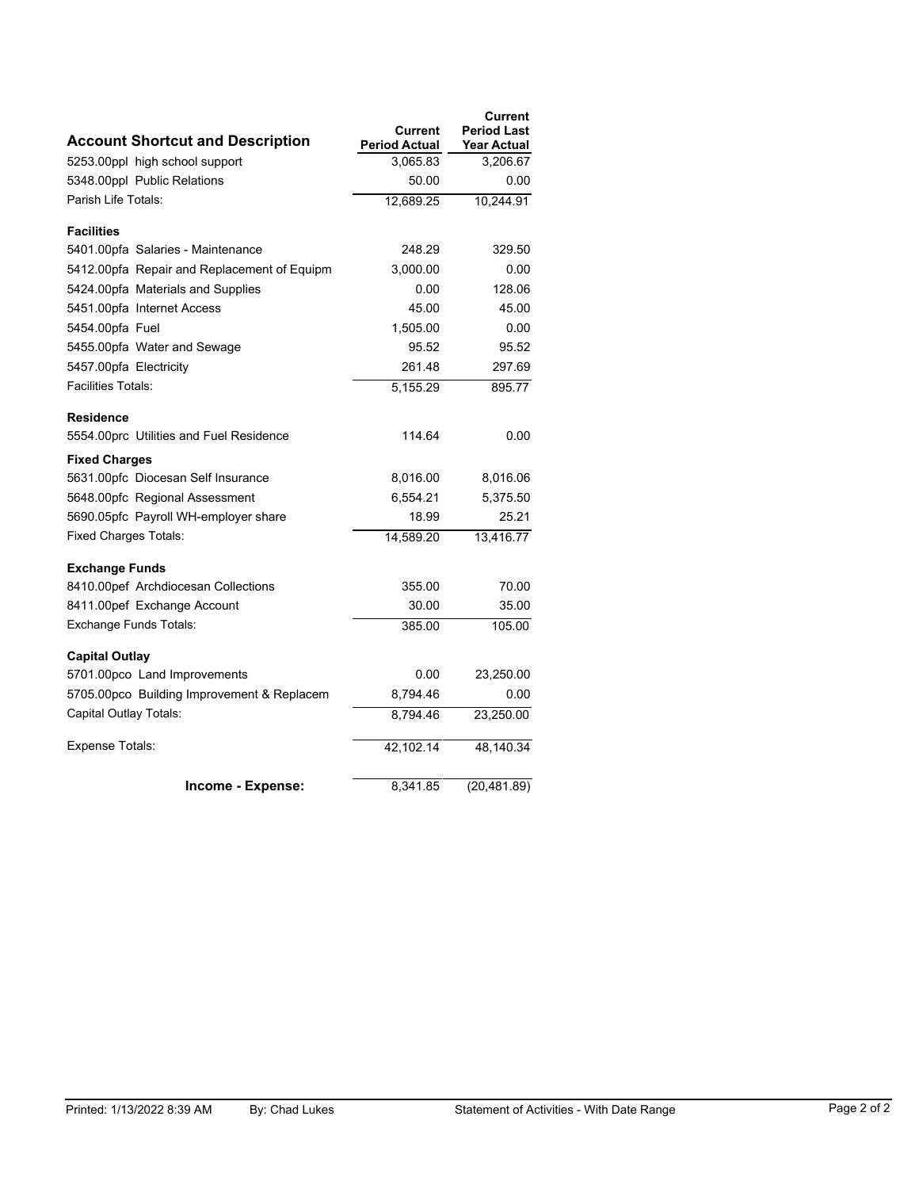| Account Shortcut and Description | Current Period Actual | Current Period Last Year Actual |
|---|---|---|
| 5253.00ppl high school support | 3,065.83 | 3,206.67 |
| 5348.00ppl Public Relations | 50.00 | 0.00 |
| Parish Life Totals: | 12,689.25 | 10,244.91 |
| **Facilities** | | |
| 5401.00pfa Salaries - Maintenance | 248.29 | 329.50 |
| 5412.00pfa Repair and Replacement of Equipm | 3,000.00 | 0.00 |
| 5424.00pfa Materials and Supplies | 0.00 | 128.06 |
| 5451.00pfa Internet Access | 45.00 | 45.00 |
| 5454.00pfa Fuel | 1,505.00 | 0.00 |
| 5455.00pfa Water and Sewage | 95.52 | 95.52 |
| 5457.00pfa Electricity | 261.48 | 297.69 |
| Facilities Totals: | 5,155.29 | 895.77 |
| **Residence** | | |
| 5554.00prc Utilities and Fuel Residence | 114.64 | 0.00 |
| **Fixed Charges** | | |
| 5631.00pfc Diocesan Self Insurance | 8,016.00 | 8,016.06 |
| 5648.00pfc Regional Assessment | 6,554.21 | 5,375.50 |
| 5690.05pfc Payroll WH-employer share | 18.99 | 25.21 |
| Fixed Charges Totals: | 14,589.20 | 13,416.77 |
| **Exchange Funds** | | |
| 8410.00pef Archdiocesan Collections | 355.00 | 70.00 |
| 8411.00pef Exchange Account | 30.00 | 35.00 |
| Exchange Funds Totals: | 385.00 | 105.00 |
| **Capital Outlay** | | |
| 5701.00pco Land Improvements | 0.00 | 23,250.00 |
| 5705.00pco Building Improvement & Replacem | 8,794.46 | 0.00 |
| Capital Outlay Totals: | 8,794.46 | 23,250.00 |
| Expense Totals: | 42,102.14 | 48,140.34 |
| **Income - Expense:** | 8,341.85 | (20,481.89) |

Printed: 1/13/2022 8:39 AM By: Chad Lukes Statement of Activities - With Date Range